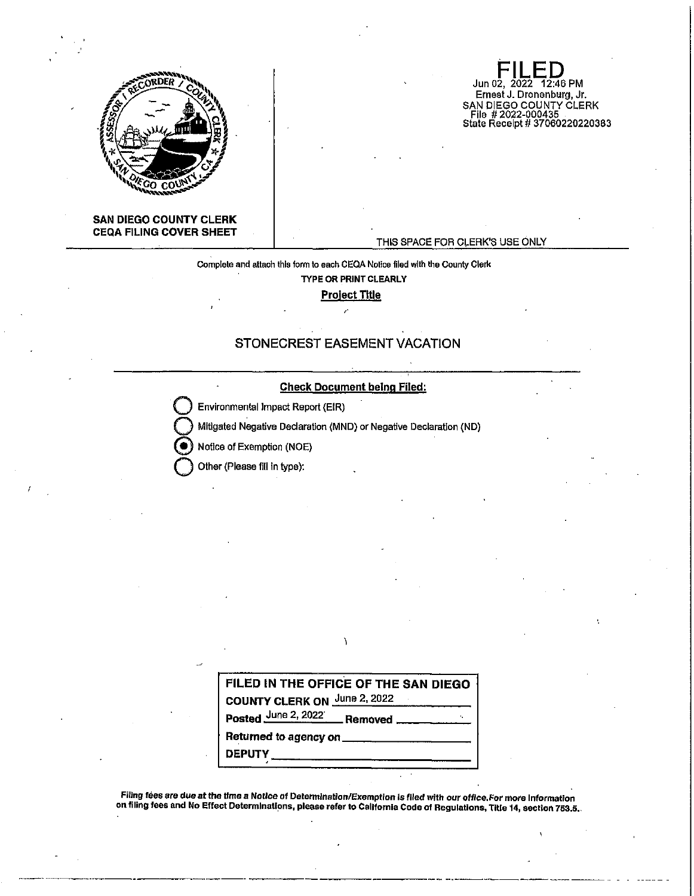**SAN DIEGO COUNTY CLERK**
**CEQA FILING COVER SHEET**

**FILED**
Jun 02, 2022 12:46 PM
Ernest J. Dronenburg, Jr.
SAN DIEGO COUNTY CLERK
File # 2022-000435
State Receipt # 37060220220383

THIS SPACE FOR CLERK'S USE ONLY

Complete and attach this form to each CEQA Notice filed with the County Clerk

**TYPE OR PRINT CLEARLY**

**Project Title**

STONECREST EASEMENT VACATION

**Check Document being Filed:**

- ○ Environmental Impact Report (EIR)
- ○ Mitigated Negative Declaration (MND) or Negative Declaration (ND)
- ● Notice of Exemption (NOE)
- ○ Other (Please fill in type):

**FILED IN THE OFFICE OF THE SAN DIEGO COUNTY CLERK ON** June 2, 2022

**Posted** June 2, 2022 **Removed** \_\_\_\_\_\_\_\_

**Returned to agency on** \_\_\_\_\_\_\_\_

**DEPUTY** \_\_\_\_\_\_\_\_

***Filing fees are due at the time a Notice of Determination/Exemption is filed with our office. For more information on filing fees and No Effect Determinations, please refer to California Code of Regulations, Title 14, section 753.5.***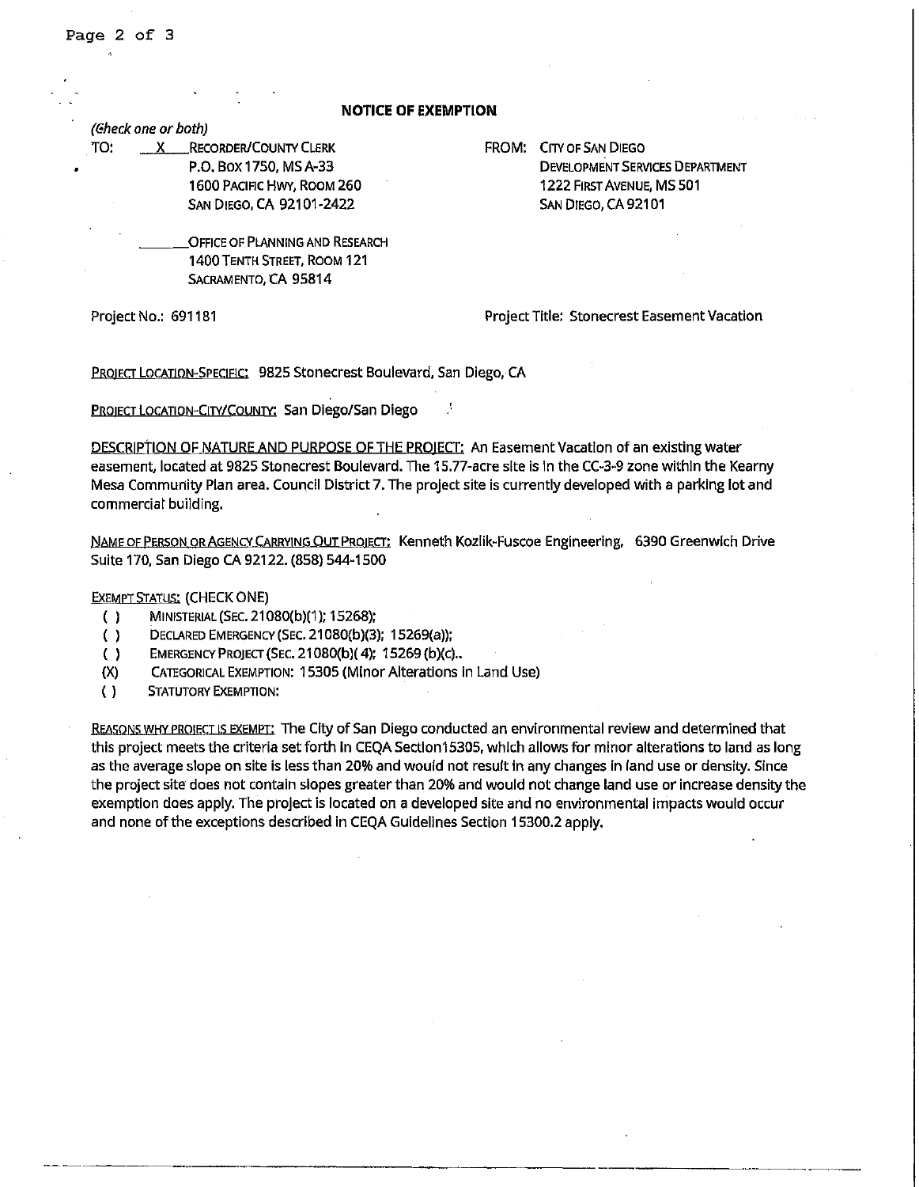## NOTICE OF EXEMPTION

*(Check one or both)*

TO: X RECORDER/COUNTY CLERK
P.O. BOX 1750, MS A-33
1600 PACIFIC HWY, ROOM 260
SAN DIEGO, CA 92101-2422

____ OFFICE OF PLANNING AND RESEARCH
1400 TENTH STREET, ROOM 121
SACRAMENTO, CA 95814

FROM: CITY OF SAN DIEGO
DEVELOPMENT SERVICES DEPARTMENT
1222 FIRST AVENUE, MS 501
SAN DIEGO, CA 92101

Project No.: 691181

Project Title: Stonecrest Easement Vacation

PROJECT LOCATION-SPECIFIC: 9825 Stonecrest Boulevard, San Diego, CA

PROJECT LOCATION-CITY/COUNTY: San Diego/San Diego

DESCRIPTION OF NATURE AND PURPOSE OF THE PROJECT: An Easement Vacation of an existing water easement, located at 9825 Stonecrest Boulevard. The 15.77-acre site is in the CC-3-9 zone within the Kearny Mesa Community Plan area. Council District 7. The project site is currently developed with a parking lot and commercial building.

NAME OF PERSON OR AGENCY CARRYING OUT PROJECT: Kenneth Kozlik-Fuscoe Engineering, 6390 Greenwich Drive Suite 170, San Diego CA 92122. (858) 544-1500

EXEMPT STATUS: (CHECK ONE)

- ( ) MINISTERIAL (SEC. 21080(b)(1); 15268);
- ( ) DECLARED EMERGENCY (SEC. 21080(b)(3); 15269(a));
- ( ) EMERGENCY PROJECT (SEC. 21080(b)(4); 15269 (b)(c)..
- (X) CATEGORICAL EXEMPTION: 15305 (Minor Alterations in Land Use)
- ( ) STATUTORY EXEMPTION:

REASONS WHY PROJECT IS EXEMPT: The City of San Diego conducted an environmental review and determined that this project meets the criteria set forth in CEQA Section15305, which allows for minor alterations to land as long as the average slope on site is less than 20% and would not result in any changes in land use or density. Since the project site does not contain slopes greater than 20% and would not change land use or increase density the exemption does apply. The project is located on a developed site and no environmental impacts would occur and none of the exceptions described in CEQA Guidelines Section 15300.2 apply.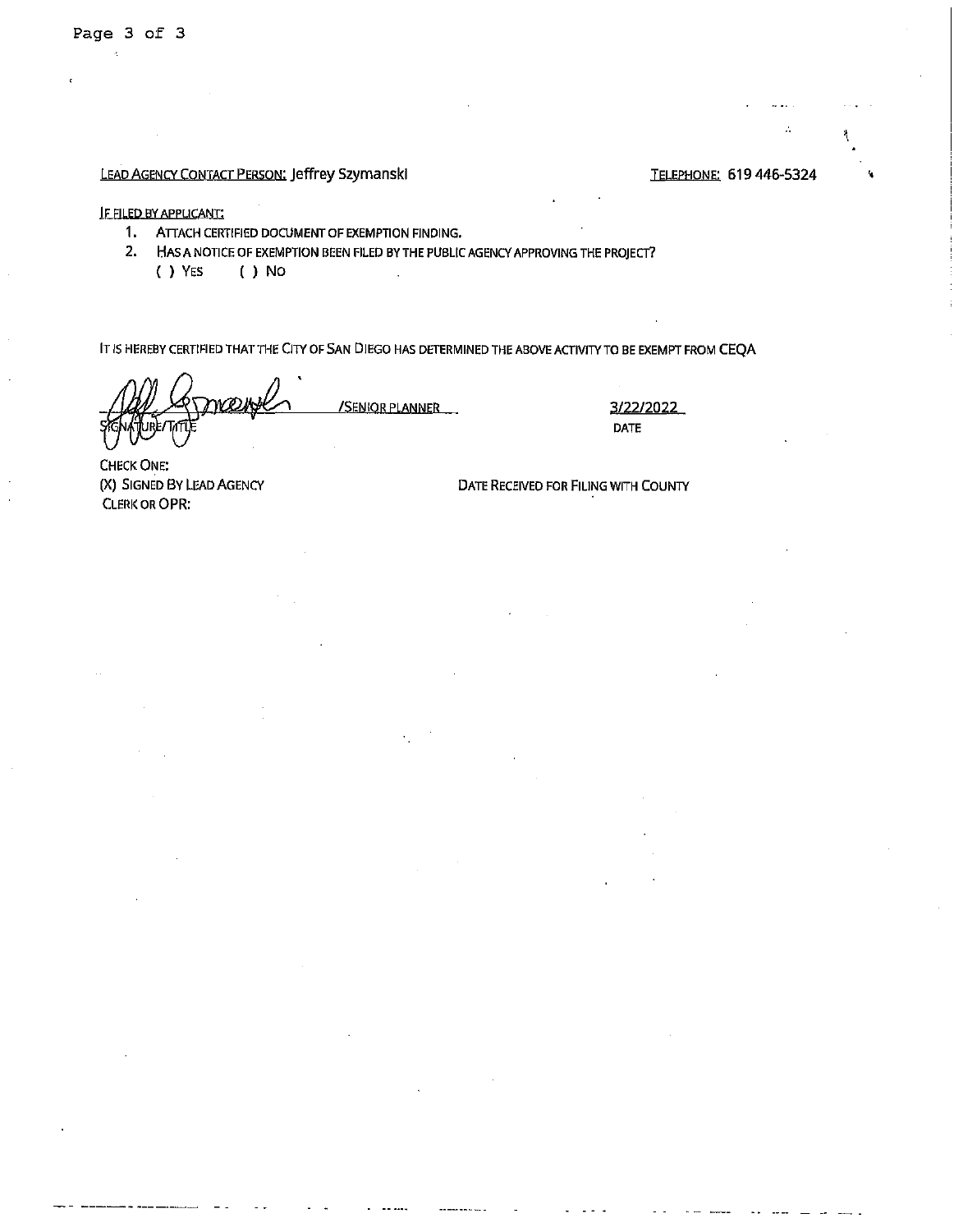LEAD AGENCY CONTACT PERSON: Jeffrey Szymanski TELEPHONE: 619 446-5324

IF FILED BY APPLICANT:

1. ATTACH CERTIFIED DOCUMENT OF EXEMPTION FINDING.
2. HAS A NOTICE OF EXEMPTION BEEN FILED BY THE PUBLIC AGENCY APPROVING THE PROJECT?
   ( ) YES ( ) NO

IT IS HEREBY CERTIFIED THAT THE CITY OF SAN DIEGO HAS DETERMINED THE ABOVE ACTIVITY TO BE EXEMPT FROM CEQA

/SENIOR PLANNER 3/22/2022

SIGNATURE/TITLE DATE

CHECK ONE:
(X) SIGNED BY LEAD AGENCY
CLERK OR OPR:

DATE RECEIVED FOR FILING WITH COUNTY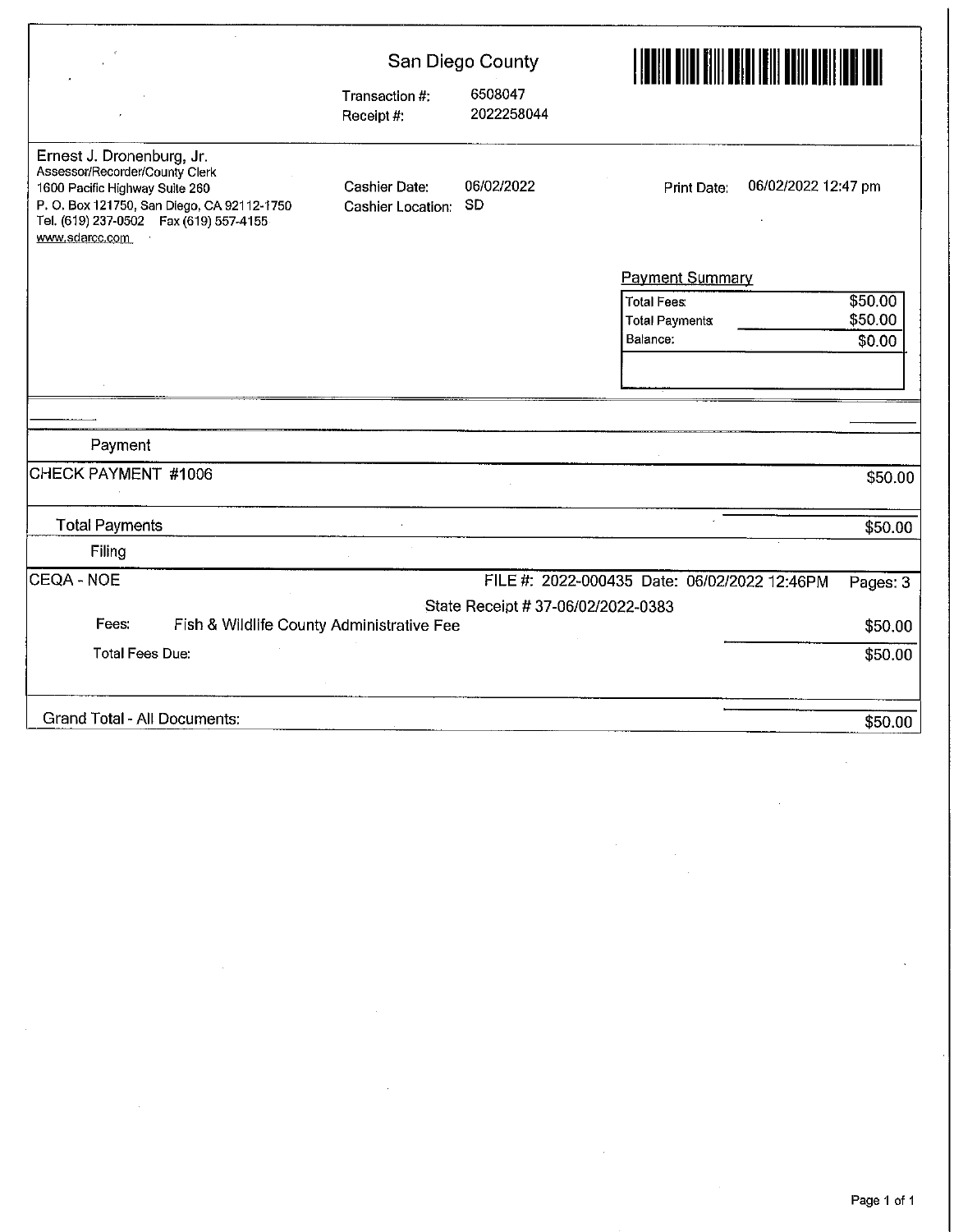San Diego County

Transaction #: 6508047
Receipt #: 2022258044

Ernest J. Dronenburg, Jr.
Assessor/Recorder/County Clerk
1600 Pacific Highway Suite 260
P. O. Box 121750, San Diego, CA 92112-1750
Tel. (619) 237-0502 Fax (619) 557-4155
www.sdarcc.com

Cashier Date: 06/02/2022
Cashier Location: SD

Print Date: 06/02/2022 12:47 pm

**Payment Summary**

| | |
|---|---|
| Total Fees: | $50.00 |
| Total Payments: | $50.00 |
| Balance: | $0.00 |

**Payment**

| | |
|---|---|
| CHECK PAYMENT #1006 | $50.00 |
| **Total Payments** | $50.00 |

**Filing**

CEQA - NOE FILE #: 2022-000435 Date: 06/02/2022 12:46PM Pages: 3

State Receipt # 37-06/02/2022-0383

| | |
|---|---|
| Fees: Fish & Wildlife County Administrative Fee | $50.00 |
| Total Fees Due: | $50.00 |
| Grand Total - All Documents: | $50.00 |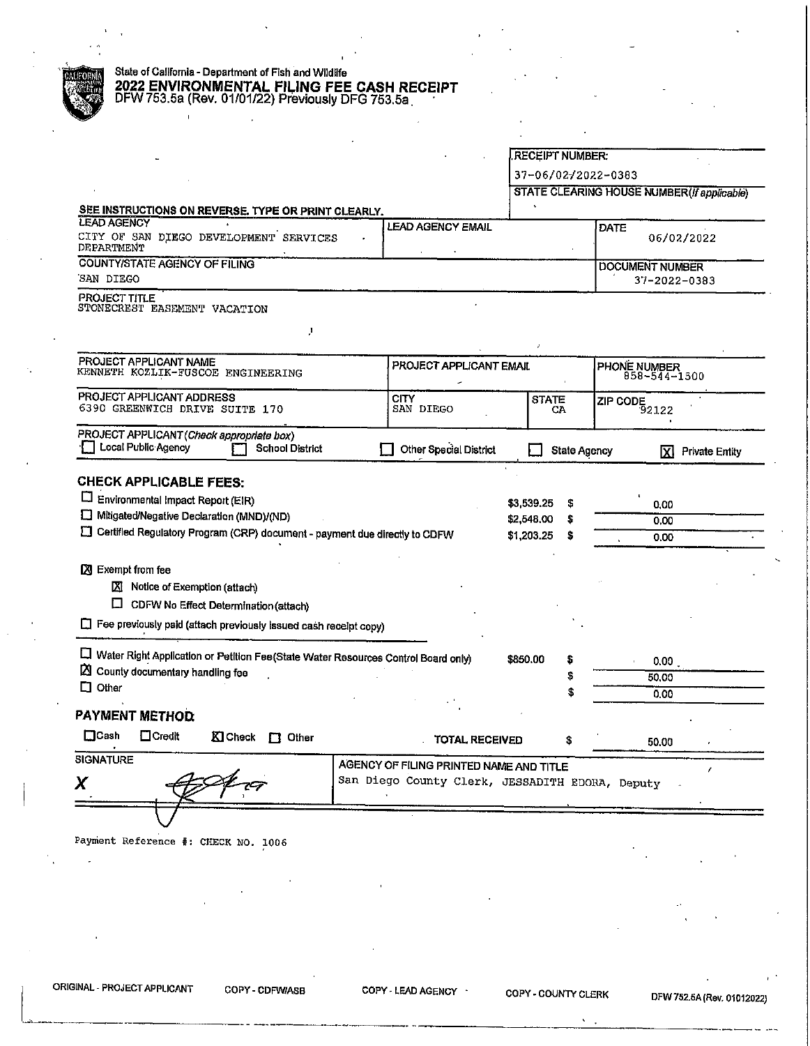State of California - Department of Fish and Wildlife

# 2022 ENVIRONMENTAL FILING FEE CASH RECEIPT

DFW 753.5a (Rev. 01/01/22) Previously DFG 753.5a

**RECEIPT NUMBER:** 37-06/02/2022-0383

**STATE CLEARING HOUSE NUMBER** *(If applicable)*

**SEE INSTRUCTIONS ON REVERSE. TYPE OR PRINT CLEARLY.**

| LEAD AGENCY | LEAD AGENCY EMAIL | DATE |
|---|---|---|
| CITY OF SAN DIEGO DEVELOPMENT SERVICES DEPARTMENT | | 06/02/2022 |

| COUNTY/STATE AGENCY OF FILING | DOCUMENT NUMBER |
|---|---|
| SAN DIEGO | 37-2022-0383 |

**PROJECT TITLE**
STONECREST EASEMENT VACATION

| PROJECT APPLICANT NAME | PROJECT APPLICANT EMAIL | | PHONE NUMBER |
|---|---|---|---|
| KENNETH KOZLIK-FUSCOE ENGINEERING | | | 858-544-1500 |
| **PROJECT APPLICANT ADDRESS** | **CITY** | **STATE** | **ZIP CODE** |
| 6390 GREENWICH DRIVE SUITE 170 | SAN DIEGO | CA | 92122 |

**PROJECT APPLICANT** *(Check appropriate box)*

☐ Local Public Agency ☐ School District ☐ Other Special District ☐ State Agency ☒ Private Entity

## CHECK APPLICABLE FEES:

| | | | |
|---|---|---|---|
| ☐ Environmental Impact Report (EIR) | $3,539.25 | $ | 0.00 |
| ☐ Mitigated/Negative Declaration (MND)/(ND) | $2,548.00 | $ | 0.00 |
| ☐ Certified Regulatory Program (CRP) document - payment due directly to CDFW | $1,203.25 | $ | 0.00 |

☒ Exempt from fee

- ☒ Notice of Exemption (attach)
- ☐ CDFW No Effect Determination (attach)

☐ Fee previously paid (attach previously issued cash receipt copy)

| | | | |
|---|---|---|---|
| ☐ Water Right Application or Petition Fee (State Water Resources Control Board only) | $850.00 | $ | 0.00 |
| ☒ County documentary handling fee | | $ | 50.00 |
| ☐ Other | | $ | 0.00 |

## PAYMENT METHOD:

☐ Cash ☐ Credit ☒ Check ☐ Other **TOTAL RECEIVED** $ 50.00

| SIGNATURE | AGENCY OF FILING PRINTED NAME AND TITLE |
|---|---|
| X [signature] | San Diego County Clerk, JESSADITH EDORA, Deputy |

Payment Reference #: CHECK NO. 1006

ORIGINAL - PROJECT APPLICANT COPY - CDFW/ASB COPY - LEAD AGENCY COPY - COUNTY CLERK DFW 753.5A (Rev. 01012022)